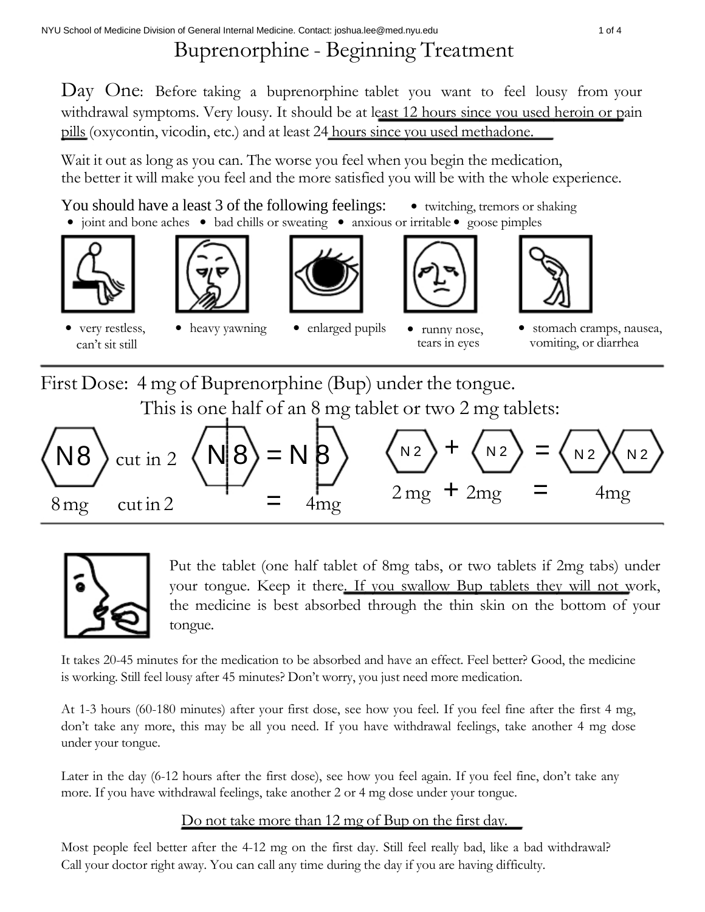# Buprenorphine - Beginning Treatment

**Day One**: Before taking a buprenorphine tablet you want to feel lousy from your withdrawal symptoms. Very lousy. It should be at least 12 hours since you used heroin or pain pills (oxycontin, vicodin, etc.) and at least 24 hours since you used methadone.

Wait it out as long as you can. The worse you feel when you begin the medication, the better it will make you feel and the more satisfied you will be with the whole experience.

You should have a least 3 of the following feelings:

- twitching, tremors or shaking
- joint and bone aches
- bad chills or sweating
- anxious or irritable
- goose pimples
- very restless, can't sit still
- heavy yawning
- enlarged pupils
- runny nose, tears in eyes
- stomach cramps, nausea, vomiting, or diarrhea

## First Dose: 4 mg of Buprenorphine (Bup) under the tongue.

This is one half of an 8 mg tablet or two 2 mg tablets:

N8 cut in 2 = N8 = 4mg

8 mg cut in 2 = 4mg

N2 + N2 = N2 N2

2 mg + 2mg = 4mg

Put the tablet (one half tablet of 8mg tabs, or two tablets if 2mg tabs) under your tongue. Keep it there. If you swallow Bup tablets they will not work, the medicine is best absorbed through the thin skin on the bottom of your tongue.

It takes 20-45 minutes for the medication to be absorbed and have an effect. Feel better? Good, the medicine is working. Still feel lousy after 45 minutes? Don't worry, you just need more medication.

At 1-3 hours (60-180 minutes) after your first dose, see how you feel. If you feel fine after the first 4 mg, don't take any more, this may be all you need. If you have withdrawal feelings, take another 4 mg dose under your tongue.

Later in the day (6-12 hours after the first dose), see how you feel again. If you feel fine, don't take any more. If you have withdrawal feelings, take another 2 or 4 mg dose under your tongue.

Do not take more than 12 mg of Bup on the first day.

Most people feel better after the 4-12 mg on the first day. Still feel really bad, like a bad withdrawal? Call your doctor right away. You can call any time during the day if you are having difficulty.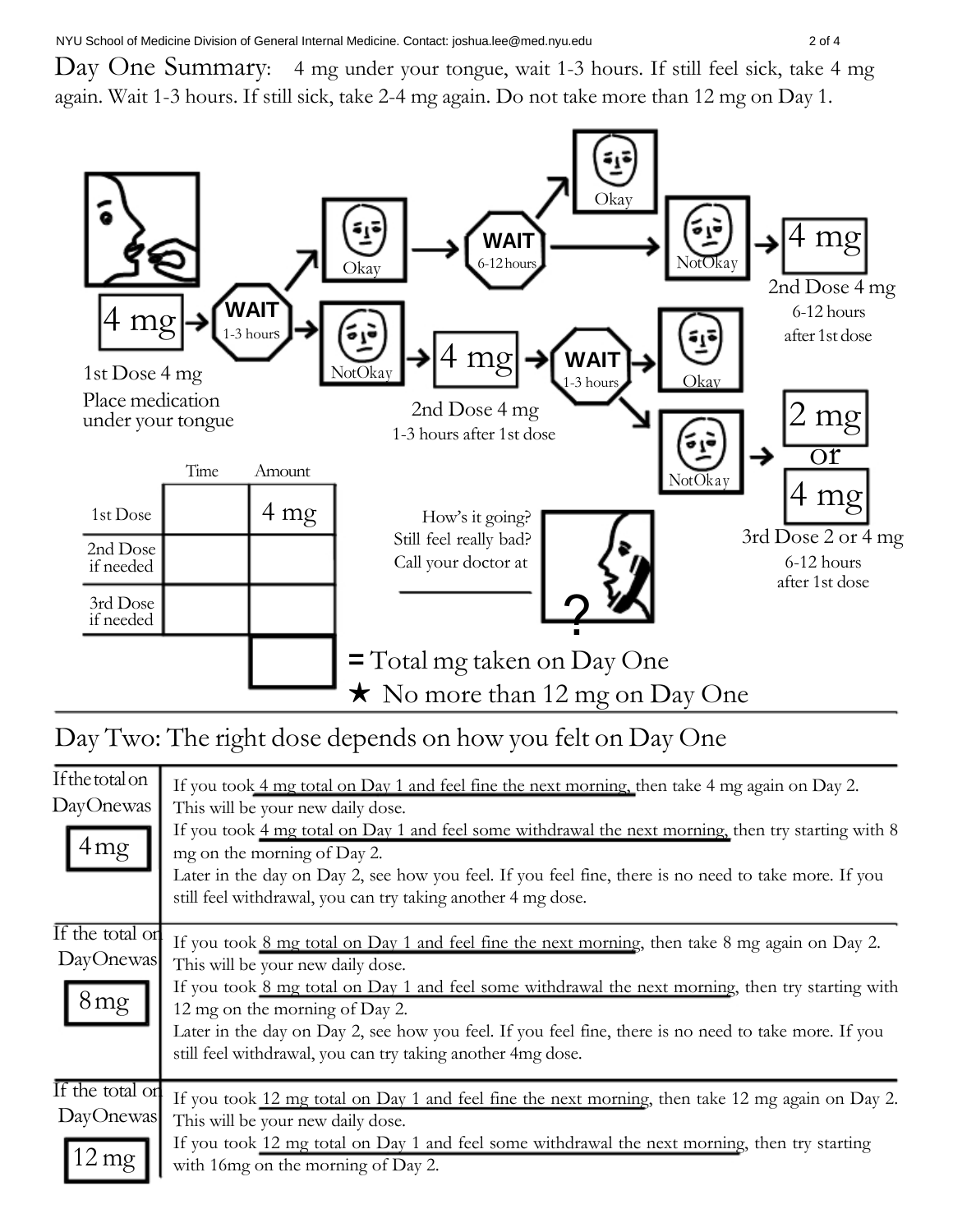# Day One Summary:

4 mg under your tongue, wait 1-3 hours. If still feel sick, take 4 mg again. Wait 1-3 hours. If still sick, take 2-4 mg again. Do not take more than 12 mg on Day 1.

4 mg → WAIT 1-3 hours → Okay → WAIT 6-12 hours → Okay / NotOkay → 4 mg

**2nd Dose 4 mg**
6-12 hours after 1st dose

WAIT 1-3 hours → NotOkay → 4 mg → WAIT 1-3 hours → Okay / NotOkay → 2 mg or 4 mg

**1st Dose 4 mg**
Place medication under your tongue

**2nd Dose 4 mg**
1-3 hours after 1st dose

**3rd Dose 2 or 4 mg**
6-12 hours after 1st dose

| | Time | Amount |
|---|---|---|
| 1st Dose | | 4 mg |
| 2nd Dose if needed | | |
| 3rd Dose if needed | | |
| | | = Total mg taken on Day One |

★ No more than 12 mg on Day One

How's it going?
Still feel really bad?
Call your doctor at
\_\_\_\_\_\_\_\_\_\_\_\_\_\_

## Day Two: The right dose depends on how you felt on Day One

| If the total on Day One was | |
|---|---|
| **4 mg** | If you took 4 mg total on Day 1 and feel fine the next morning, then take 4 mg again on Day 2. This will be your new daily dose.<br>If you took 4 mg total on Day 1 and feel some withdrawal the next morning, then try starting with 8 mg on the morning of Day 2.<br>Later in the day on Day 2, see how you feel. If you feel fine, there is no need to take more. If you still feel withdrawal, you can try taking another 4 mg dose. |
| **8 mg** | If you took 8 mg total on Day 1 and feel fine the next morning, then take 8 mg again on Day 2. This will be your new daily dose.<br>If you took 8 mg total on Day 1 and feel some withdrawal the next morning, then try starting with 12 mg on the morning of Day 2.<br>Later in the day on Day 2, see how you feel. If you feel fine, there is no need to take more. If you still feel withdrawal, you can try taking another 4mg dose. |
| **12 mg** | If you took 12 mg total on Day 1 and feel fine the next morning, then take 12 mg again on Day 2. This will be your new daily dose.<br>If you took 12 mg total on Day 1 and feel some withdrawal the next morning, then try starting with 16mg on the morning of Day 2. |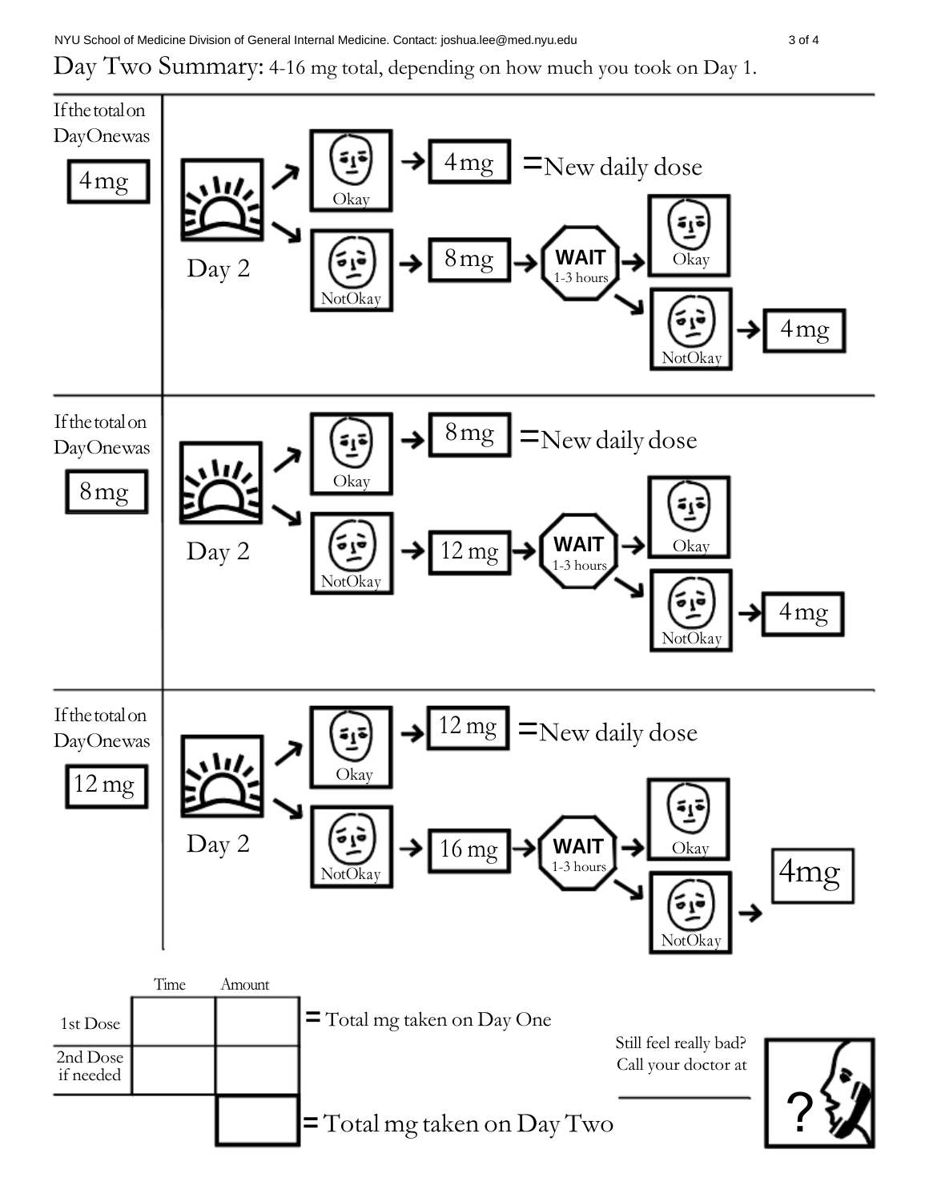# Day Two Summary: 4-16 mg total, depending on how much you took on Day 1.

## If the total on Day One was 4 mg

Day 2

- Okay → 4 mg = New daily dose
- Not Okay → 8 mg → WAIT 1-3 hours
  - Okay
  - Not Okay → 4 mg

## If the total on Day One was 8 mg

Day 2

- Okay → 8 mg = New daily dose
- Not Okay → 12 mg → WAIT 1-3 hours
  - Okay
  - Not Okay → 4 mg

## If the total on Day One was 12 mg

Day 2

- Okay → 12 mg = New daily dose
- Not Okay → 16 mg → WAIT 1-3 hours
  - Okay
  - Not Okay → 4mg

| | Time | Amount |
|---|---|---|
| 1st Dose | | |
| 2nd Dose if needed | | |

= Total mg taken on Day One

= Total mg taken on Day Two

Still feel really bad? Call your doctor at ____________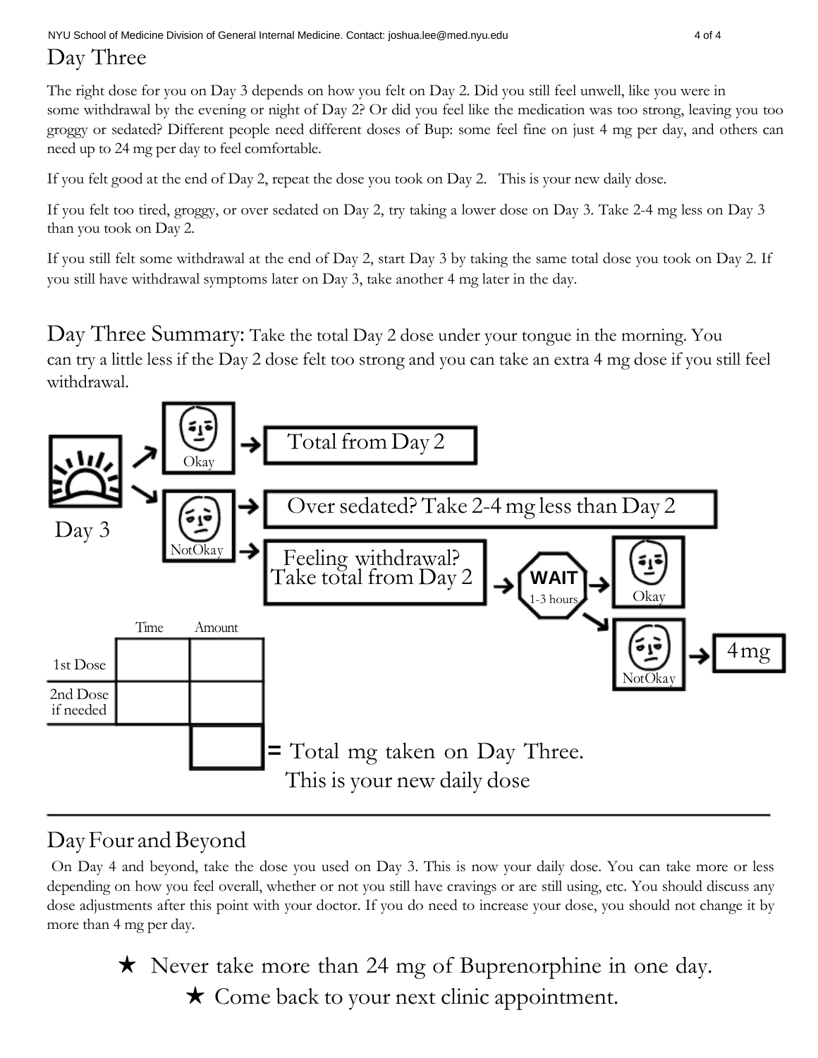## Day Three

The right dose for you on Day 3 depends on how you felt on Day 2. Did you still feel unwell, like you were in some withdrawal by the evening or night of Day 2? Or did you feel like the medication was too strong, leaving you too groggy or sedated? Different people need different doses of Bup: some feel fine on just 4 mg per day, and others can need up to 24 mg per day to feel comfortable.

If you felt good at the end of Day 2, repeat the dose you took on Day 2. This is your new daily dose.

If you felt too tired, groggy, or over sedated on Day 2, try taking a lower dose on Day 3. Take 2-4 mg less on Day 3 than you took on Day 2.

If you still felt some withdrawal at the end of Day 2, start Day 3 by taking the same total dose you took on Day 2. If you still have withdrawal symptoms later on Day 3, take another 4 mg later in the day.

**Day Three Summary:** Take the total Day 2 dose under your tongue in the morning. You can try a little less if the Day 2 dose felt too strong and you can take an extra 4 mg dose if you still feel withdrawal.

Day 3

Okay → Total from Day 2

NotOkay → Over sedated? Take 2-4 mg less than Day 2

NotOkay → Feeling withdrawal? Take total from Day 2 → WAIT 1-3 hours → Okay

→ NotOkay → 4mg

| | Time | Amount |
|---|---|---|
| 1st Dose | | |
| 2nd Dose if needed | | |
| | | |

= Total mg taken on Day Three. This is your new daily dose

---

## Day Four and Beyond

On Day 4 and beyond, take the dose you used on Day 3. This is now your daily dose. You can take more or less depending on how you feel overall, whether or not you still have cravings or are still using, etc. You should discuss any dose adjustments after this point with your doctor. If you do need to increase your dose, you should not change it by more than 4 mg per day.

★ Never take more than 24 mg of Buprenorphine in one day.

★ Come back to your next clinic appointment.